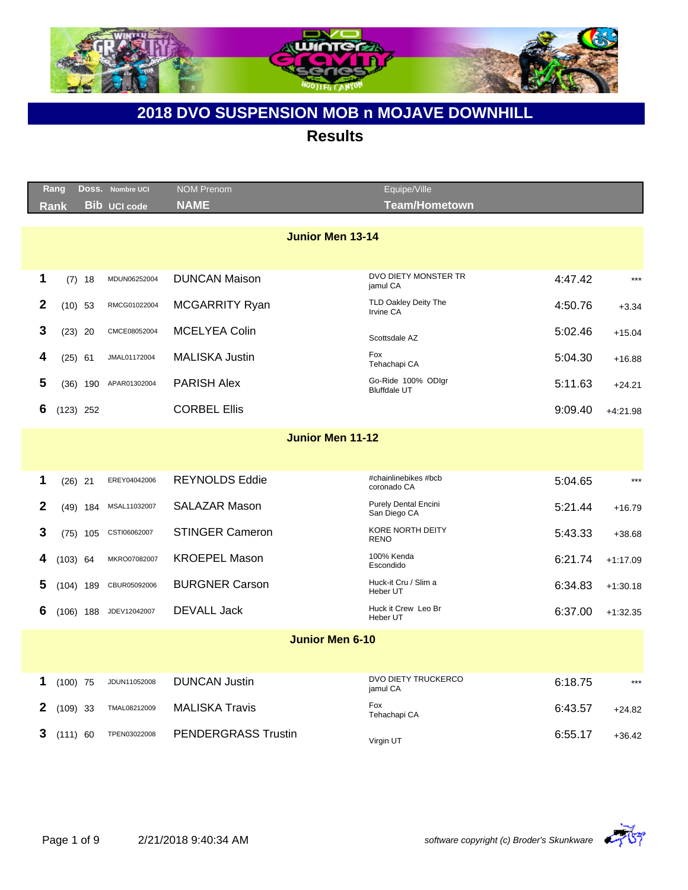# 2018 DVO SUSPENSION MOB n MOJAVE DOWNHILL

## Results

| Rang / Rank | | Doss. / Bib | Nombre UCI / UCI code | NOM Prenom / NAME | Equipe/Ville / Team/Hometown | | |
|---|---|---|---|---|---|---|---|
| **Junior Men 13-14** | | | | | | | |
| 1 | (7) | 18 | MDUN06252004 | DUNCAN Maison | DVO DIETY MONSTER TR jamul CA | 4:47.42 | *** |
| 2 | (10) | 53 | RMCG01022004 | MCGARRITY Ryan | TLD Oakley Deity The Irvine CA | 4:50.76 | +3.34 |
| 3 | (23) | 20 | CMCE08052004 | MCELYEA Colin | Scottsdale AZ | 5:02.46 | +15.04 |
| 4 | (25) | 61 | JMAL01172004 | MALISKA Justin | Fox Tehachapi CA | 5:04.30 | +16.88 |
| 5 | (36) | 190 | APAR01302004 | PARISH Alex | Go-Ride 100% ODIgr Bluffdale UT | 5:11.63 | +24.21 |
| 6 | (123) | 252 | | CORBEL Ellis | | 9:09.40 | +4:21.98 |
| **Junior Men 11-12** | | | | | | | |
| 1 | (26) | 21 | EREY04042006 | REYNOLDS Eddie | #chainlinebikes #bcb coronado CA | 5:04.65 | *** |
| 2 | (49) | 184 | MSAL11032007 | SALAZAR Mason | Purely Dental Encini San Diego CA | 5:21.44 | +16.79 |
| 3 | (75) | 105 | CSTI06062007 | STINGER Cameron | KORE NORTH DEITY RENO | 5:43.33 | +38.68 |
| 4 | (103) | 64 | MKRO07082007 | KROEPEL Mason | 100% Kenda Escondido | 6:21.74 | +1:17.09 |
| 5 | (104) | 189 | CBUR05092006 | BURGNER Carson | Huck-it Cru / Slim a Heber UT | 6:34.83 | +1:30.18 |
| 6 | (106) | 188 | JDEV12042007 | DEVALL Jack | Huck it Crew Leo Br Heber UT | 6:37.00 | +1:32.35 |
| **Junior Men 6-10** | | | | | | | |
| 1 | (100) | 75 | JDUN11052008 | DUNCAN Justin | DVO DIETY TRUCKERCO jamul CA | 6:18.75 | *** |
| 2 | (109) | 33 | TMAL08212009 | MALISKA Travis | Fox Tehachapi CA | 6:43.57 | +24.82 |
| 3 | (111) | 60 | TPEN03022008 | PENDERGRASS Trustin | Virgin UT | 6:55.17 | +36.42 |

2/21/2018 9:40:34 AM

*software copyright (c) Broder's Skunkware*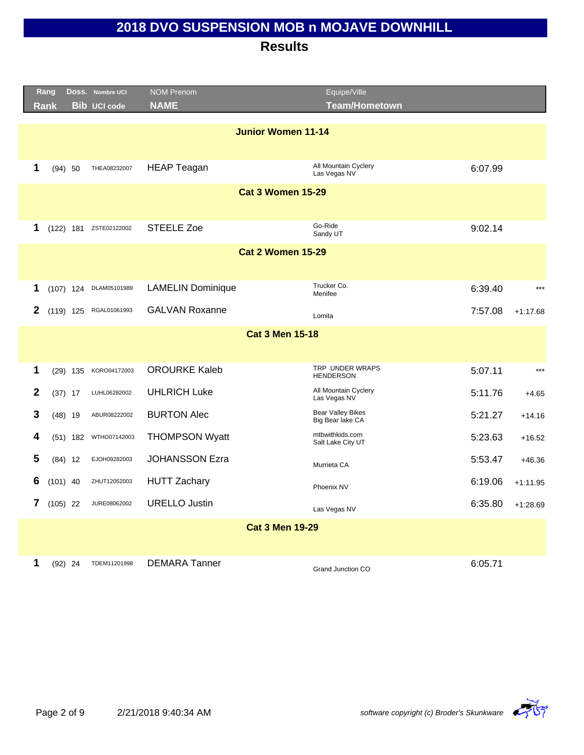# 2018 DVO SUSPENSION MOB n MOJAVE DOWNHILL

## Results

| Rang / Rank | | Doss. / Bib | Nombre UCI / UCI code | NOM Prenom / NAME | Equipe/Ville / Team/Hometown | Time | Gap |
|---|---|---|---|---|---|---|---|
| **Junior Women 11-14** | | | | | | | |
| 1 | (94) | 50 | THEA08232007 | HEAP Teagan | All Mountain Cyclery<br>Las Vegas NV | 6:07.99 | |
| **Cat 3 Women 15-29** | | | | | | | |
| 1 | (122) | 181 | ZSTE02122002 | STEELE Zoe | Go-Ride<br>Sandy UT | 9:02.14 | |
| **Cat 2 Women 15-29** | | | | | | | |
| 1 | (107) | 124 | DLAM05101989 | LAMELIN Dominique | Trucker Co.<br>Menifee | 6:39.40 | *** |
| 2 | (119) | 125 | RGAL01061993 | GALVAN Roxanne | Lomita | 7:57.08 | +1:17.68 |
| **Cat 3 Men 15-18** | | | | | | | |
| 1 | (29) | 135 | KORO04172003 | OROURKE Kaleb | TRP UNDER WRAPS<br>HENDERSON | 5:07.11 | *** |
| 2 | (37) | 17 | LUHL06282002 | UHLRICH Luke | All Mountain Cyclery<br>Las Vegas NV | 5:11.76 | +4.65 |
| 3 | (48) | 19 | ABUR08222002 | BURTON Alec | Bear Valley Bikes<br>Big Bear lake CA | 5:21.27 | +14.16 |
| 4 | (51) | 182 | WTHO07142003 | THOMPSON Wyatt | mtbwithkids.com<br>Salt Lake City UT | 5:23.63 | +16.52 |
| 5 | (84) | 12 | EJOH09282003 | JOHANSSON Ezra | Murrieta CA | 5:53.47 | +46.36 |
| 6 | (101) | 40 | ZHUT12052003 | HUTT Zachary | Phoenix NV | 6:19.06 | +1:11.95 |
| 7 | (105) | 22 | JURE08062002 | URELLO Justin | Las Vegas NV | 6:35.80 | +1:28.69 |
| **Cat 3 Men 19-29** | | | | | | | |
| 1 | (92) | 24 | TDEM11201998 | DEMARA Tanner | Grand Junction CO | 6:05.71 | |

2/21/2018 9:40:34 AM

*software copyright (c) Broder's Skunkware*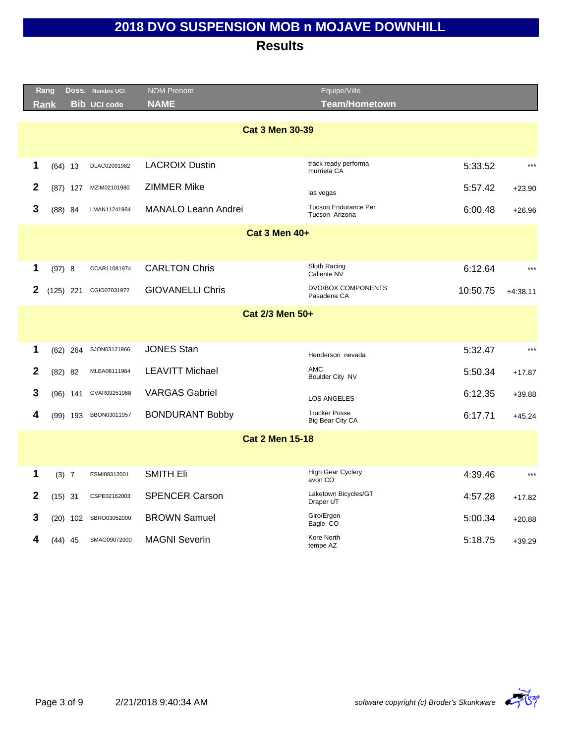# 2018 DVO SUSPENSION MOB n MOJAVE DOWNHILL

## Results

| Rang<br>Rank | | Doss.<br>Bib | Nombre UCI<br>UCI code | NOM Prenom<br>NAME | Equipe/Ville<br>Team/Hometown | | |
|---|---|---|---|---|---|---|---|
| **Cat 3 Men 30-39** | | | | | | | |
| 1 | (64) | 13 | DLAC02091982 | LACROIX Dustin | track ready performa<br>murrieta CA | 5:33.52 | *** |
| 2 | (87) | 127 | MZIM02101980 | ZIMMER Mike | las vegas | 5:57.42 | +23.90 |
| 3 | (88) | 84 | LMAN11241984 | MANALO Leann Andrei | Tucson Endurance Per<br>Tucson Arizona | 6:00.48 | +26.96 |
| **Cat 3 Men 40+** | | | | | | | |
| 1 | (97) | 8 | CCAR11081974 | CARLTON Chris | Sloth Racing<br>Caliente NV | 6:12.64 | *** |
| 2 | (125) | 221 | CGIO07031972 | GIOVANELLI Chris | DVO/BOX COMPONENTS<br>Pasadena CA | 10:50.75 | +4:38.11 |
| **Cat 2/3 Men 50+** | | | | | | | |
| 1 | (62) | 264 | SJON03121966 | JONES Stan | Henderson nevada | 5:32.47 | *** |
| 2 | (82) | 82 | MLEA08111964 | LEAVITT Michael | AMC<br>Boulder City NV | 5:50.34 | +17.87 |
| 3 | (96) | 141 | GVAR09251968 | VARGAS Gabriel | LOS ANGELES | 6:12.35 | +39.88 |
| 4 | (99) | 193 | BBON03011957 | BONDURANT Bobby | Trucker Posse<br>Big Bear City CA | 6:17.71 | +45.24 |
| **Cat 2 Men 15-18** | | | | | | | |
| 1 | (3) | 7 | ESMI08312001 | SMITH Eli | High Gear Cyclery<br>avon CO | 4:39.46 | *** |
| 2 | (15) | 31 | CSPE02162003 | SPENCER Carson | Laketown Bicycles/GT<br>Draper UT | 4:57.28 | +17.82 |
| 3 | (20) | 102 | SBRO03052000 | BROWN Samuel | Giro/Ergon<br>Eagle CO | 5:00.34 | +20.88 |
| 4 | (44) | 45 | SMAG09072000 | MAGNI Severin | Kore North<br>tempe AZ | 5:18.75 | +39.29 |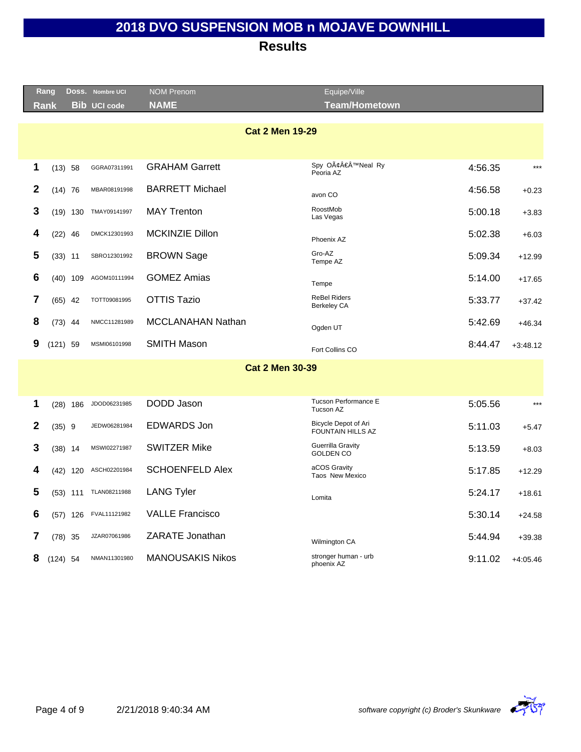# 2018 DVO SUSPENSION MOB n MOJAVE DOWNHILL

## Results

| Rang / Rank | Doss. / Bib | Nombre UCI / UCI code | NOM Prenom / NAME | Equipe/Ville / Team/Hometown | Time | Gap |
|---|---|---|---|---|---|---|
| **Cat 2 Men 19-29** | | | | | | |
| 1 | (13) 58 | GGRA07311991 | GRAHAM Garrett | Spy OÃ¢Â€Â™Neal Ry Peoria AZ | 4:56.35 | *** |
| 2 | (14) 76 | MBAR08191998 | BARRETT Michael | avon CO | 4:56.58 | +0.23 |
| 3 | (19) 130 | TMAY09141997 | MAY Trenton | RoostMob Las Vegas | 5:00.18 | +3.83 |
| 4 | (22) 46 | DMCK12301993 | MCKINZIE Dillon | Phoenix AZ | 5:02.38 | +6.03 |
| 5 | (33) 11 | SBRO12301992 | BROWN Sage | Gro-AZ Tempe AZ | 5:09.34 | +12.99 |
| 6 | (40) 109 | AGOM10111994 | GOMEZ Amias | Tempe | 5:14.00 | +17.65 |
| 7 | (65) 42 | TOTT09081995 | OTTIS Tazio | ReBel Riders Berkeley CA | 5:33.77 | +37.42 |
| 8 | (73) 44 | NMCC11281989 | MCCLANAHAN Nathan | Ogden UT | 5:42.69 | +46.34 |
| 9 | (121) 59 | MSMI06101998 | SMITH Mason | Fort Collins CO | 8:44.47 | +3:48.12 |
| **Cat 2 Men 30-39** | | | | | | |
| 1 | (28) 186 | JDOD06231985 | DODD Jason | Tucson Performance E Tucson AZ | 5:05.56 | *** |
| 2 | (35) 9 | JEDW06281984 | EDWARDS Jon | Bicycle Depot of Ari FOUNTAIN HILLS AZ | 5:11.03 | +5.47 |
| 3 | (38) 14 | MSWI02271987 | SWITZER Mike | Guerrilla Gravity GOLDEN CO | 5:13.59 | +8.03 |
| 4 | (42) 120 | ASCH02201984 | SCHOENFELD Alex | aCOS Gravity Taos New Mexico | 5:17.85 | +12.29 |
| 5 | (53) 111 | TLAN08211988 | LANG Tyler | Lomita | 5:24.17 | +18.61 |
| 6 | (57) 126 | FVAL11121982 | VALLE Francisco | | 5:30.14 | +24.58 |
| 7 | (78) 35 | JZAR07061986 | ZARATE Jonathan | Wilmington CA | 5:44.94 | +39.38 |
| 8 | (124) 54 | NMAN11301980 | MANOUSAKIS Nikos | stronger human - urb phoenix AZ | 9:11.02 | +4:05.46 |

2/21/2018 9:40:34 AM

*software copyright (c) Broder's Skunkware*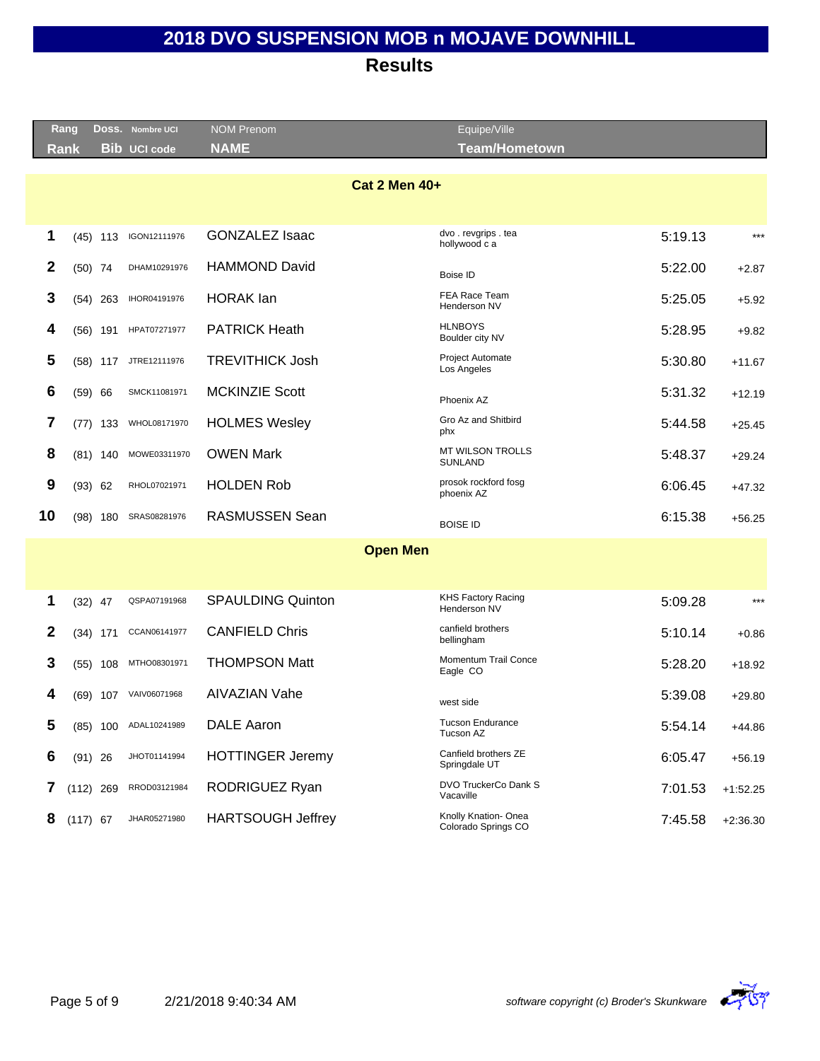# 2018 DVO SUSPENSION MOB n MOJAVE DOWNHILL

## Results

| Rang / Rank | | Doss. / Bib | Nombre UCI / UCI code | NOM Prenom / NAME | Equipe/Ville / Team/Hometown | | |
|---|---|---|---|---|---|---|---|
| **Cat 2 Men 40+** | | | | | | | |
| 1 | (45) | 113 | IGON12111976 | GONZALEZ Isaac | dvo . revgrips . tea hollywood c a | 5:19.13 | *** |
| 2 | (50) | 74 | DHAM10291976 | HAMMOND David | Boise ID | 5:22.00 | +2.87 |
| 3 | (54) | 263 | IHOR04191976 | HORAK Ian | FEA Race Team Henderson NV | 5:25.05 | +5.92 |
| 4 | (56) | 191 | HPAT07271977 | PATRICK Heath | HLNBOYS Boulder city NV | 5:28.95 | +9.82 |
| 5 | (58) | 117 | JTRE12111976 | TREVITHICK Josh | Project Automate Los Angeles | 5:30.80 | +11.67 |
| 6 | (59) | 66 | SMCK11081971 | MCKINZIE Scott | Phoenix AZ | 5:31.32 | +12.19 |
| 7 | (77) | 133 | WHOL08171970 | HOLMES Wesley | Gro Az and Shitbird phx | 5:44.58 | +25.45 |
| 8 | (81) | 140 | MOWE03311970 | OWEN Mark | MT WILSON TROLLS SUNLAND | 5:48.37 | +29.24 |
| 9 | (93) | 62 | RHOL07021971 | HOLDEN Rob | prosok rockford fosg phoenix AZ | 6:06.45 | +47.32 |
| 10 | (98) | 180 | SRAS08281976 | RASMUSSEN Sean | BOISE ID | 6:15.38 | +56.25 |
| **Open Men** | | | | | | | |
| 1 | (32) | 47 | QSPA07191968 | SPAULDING Quinton | KHS Factory Racing Henderson NV | 5:09.28 | *** |
| 2 | (34) | 171 | CCAN06141977 | CANFIELD Chris | canfield brothers bellingham | 5:10.14 | +0.86 |
| 3 | (55) | 108 | MTHO08301971 | THOMPSON Matt | Momentum Trail Conce Eagle CO | 5:28.20 | +18.92 |
| 4 | (69) | 107 | VAIV06071968 | AIVAZIAN Vahe | west side | 5:39.08 | +29.80 |
| 5 | (85) | 100 | ADAL10241989 | DALE Aaron | Tucson Endurance Tucson AZ | 5:54.14 | +44.86 |
| 6 | (91) | 26 | JHOT01141994 | HOTTINGER Jeremy | Canfield brothers ZE Springdale UT | 6:05.47 | +56.19 |
| 7 | (112) | 269 | RROD03121984 | RODRIGUEZ Ryan | DVO TruckerCo Dank S Vacaville | 7:01.53 | +1:52.25 |
| 8 | (117) | 67 | JHAR05271980 | HARTSOUGH Jeffrey | Knolly Knation- Onea Colorado Springs CO | 7:45.58 | +2:36.30 |

2/21/2018 9:40:34 AM

*software copyright (c) Broder's Skunkware*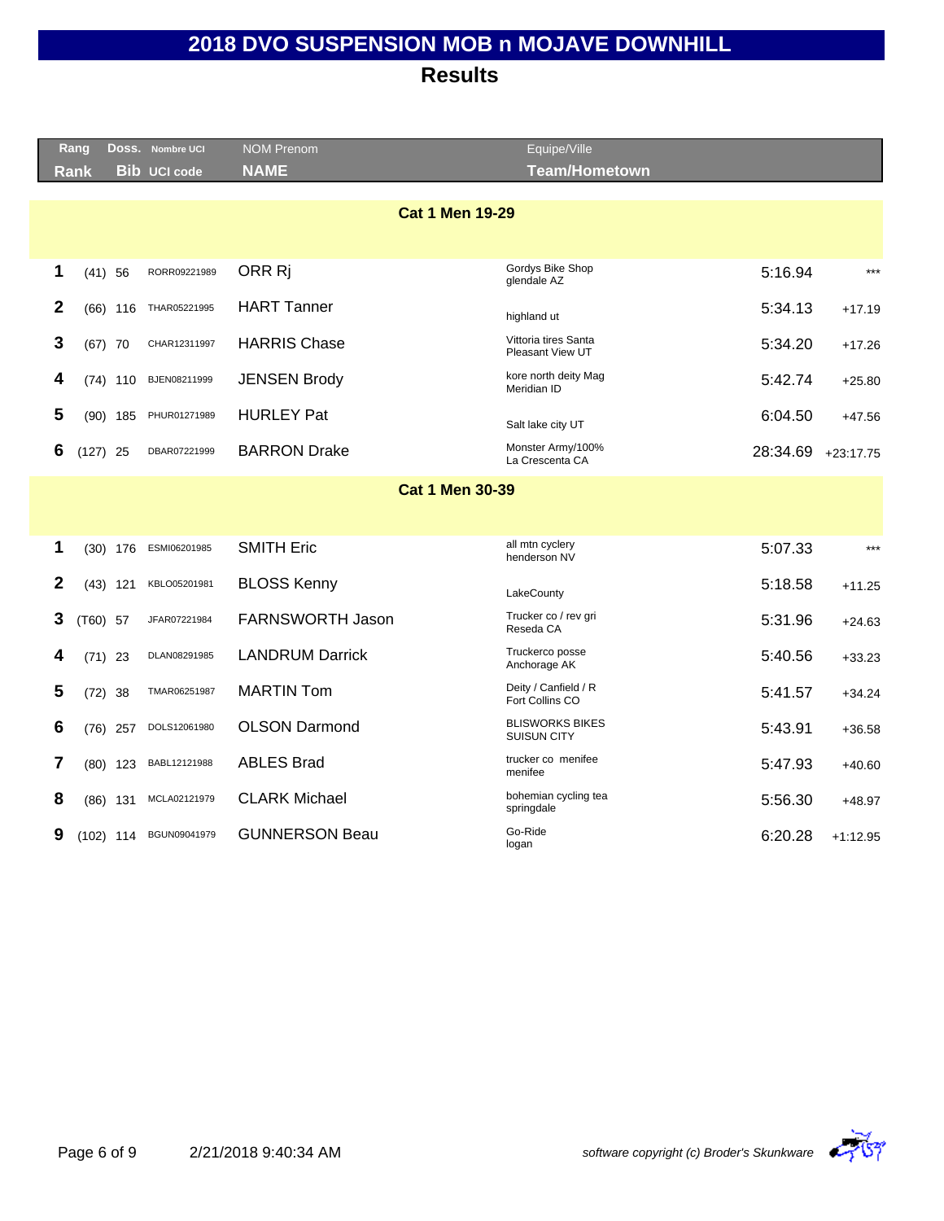# 2018 DVO SUSPENSION MOB n MOJAVE DOWNHILL

## Results

| Rang / Rank | | Doss. / Bib | Nombre UCI / UCI code | NOM Prenom / NAME | Equipe/Ville / Team/Hometown | | |
|---|---|---|---|---|---|---|---|
| **Cat 1 Men 19-29** | | | | | | | |
| 1 | (41) | 56 | RORR09221989 | ORR Rj | Gordys Bike Shop glendale AZ | 5:16.94 | *** |
| 2 | (66) | 116 | THAR05221995 | HART Tanner | highland ut | 5:34.13 | +17.19 |
| 3 | (67) | 70 | CHAR12311997 | HARRIS Chase | Vittoria tires Santa Pleasant View UT | 5:34.20 | +17.26 |
| 4 | (74) | 110 | BJEN08211999 | JENSEN Brody | kore north deity Mag Meridian ID | 5:42.74 | +25.80 |
| 5 | (90) | 185 | PHUR01271989 | HURLEY Pat | Salt lake city UT | 6:04.50 | +47.56 |
| 6 | (127) | 25 | DBAR07221999 | BARRON Drake | Monster Army/100% La Crescenta CA | 28:34.69 | +23:17.75 |
| **Cat 1 Men 30-39** | | | | | | | |
| 1 | (30) | 176 | ESMI06201985 | SMITH Eric | all mtn cyclery henderson NV | 5:07.33 | *** |
| 2 | (43) | 121 | KBLO05201981 | BLOSS Kenny | LakeCounty | 5:18.58 | +11.25 |
| 3 | (T60) | 57 | JFAR07221984 | FARNSWORTH Jason | Trucker co / rev gri Reseda CA | 5:31.96 | +24.63 |
| 4 | (71) | 23 | DLAN08291985 | LANDRUM Darrick | Truckerco posse Anchorage AK | 5:40.56 | +33.23 |
| 5 | (72) | 38 | TMAR06251987 | MARTIN Tom | Deity / Canfield / R Fort Collins CO | 5:41.57 | +34.24 |
| 6 | (76) | 257 | DOLS12061980 | OLSON Darmond | BLISWORKS BIKES SUISUN CITY | 5:43.91 | +36.58 |
| 7 | (80) | 123 | BABL12121988 | ABLES Brad | trucker co menifee menifee | 5:47.93 | +40.60 |
| 8 | (86) | 131 | MCLA02121979 | CLARK Michael | bohemian cycling tea springdale | 5:56.30 | +48.97 |
| 9 | (102) | 114 | BGUN09041979 | GUNNERSON Beau | Go-Ride logan | 6:20.28 | +1:12.95 |

2/21/2018 9:40:34 AM

*software copyright (c) Broder's Skunkware*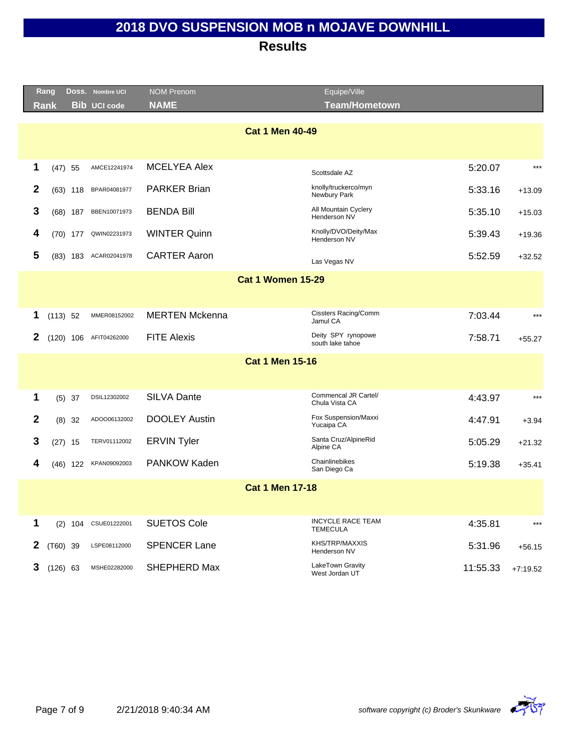# 2018 DVO SUSPENSION MOB n MOJAVE DOWNHILL

## Results

| Rang / Rank | | Doss. / Bib | Nombre UCI / UCI code | NOM Prenom / NAME | Equipe/Ville / Team/Hometown | | |
|---|---|---|---|---|---|---|---|
| **Cat 1 Men 40-49** | | | | | | | |
| 1 | (47) | 55 | AMCE12241974 | MCELYEA Alex | Scottsdale AZ | 5:20.07 | *** |
| 2 | (63) | 118 | BPAR04081977 | PARKER Brian | knolly/truckerco/myn Newbury Park | 5:33.16 | +13.09 |
| 3 | (68) | 187 | BBEN10071973 | BENDA Bill | All Mountain Cyclery Henderson NV | 5:35.10 | +15.03 |
| 4 | (70) | 177 | QWIN02231973 | WINTER Quinn | Knolly/DVO/Deity/Max Henderson NV | 5:39.43 | +19.36 |
| 5 | (83) | 183 | ACAR02041978 | CARTER Aaron | Las Vegas NV | 5:52.59 | +32.52 |
| **Cat 1 Women 15-29** | | | | | | | |
| 1 | (113) | 52 | MMER08152002 | MERTEN Mckenna | Cissters Racing/Comm Jamul CA | 7:03.44 | *** |
| 2 | (120) | 106 | AFIT04262000 | FITE Alexis | Deity SPY rynopowe south lake tahoe | 7:58.71 | +55.27 |
| **Cat 1 Men 15-16** | | | | | | | |
| 1 | (5) | 37 | DSIL12302002 | SILVA Dante | Commencal JR Cartel/ Chula Vista CA | 4:43.97 | *** |
| 2 | (8) | 32 | ADOO06132002 | DOOLEY Austin | Fox Suspension/Maxxi Yucaipa CA | 4:47.91 | +3.94 |
| 3 | (27) | 15 | TERV01112002 | ERVIN Tyler | Santa Cruz/AlpineRid Alpine CA | 5:05.29 | +21.32 |
| 4 | (46) | 122 | KPAN09092003 | PANKOW Kaden | Chainlinebikes San Diego Ca | 5:19.38 | +35.41 |
| **Cat 1 Men 17-18** | | | | | | | |
| 1 | (2) | 104 | CSUE01222001 | SUETOS Cole | INCYCLE RACE TEAM TEMECULA | 4:35.81 | *** |
| 2 | (T60) | 39 | LSPE08112000 | SPENCER Lane | KHS/TRP/MAXXIS Henderson NV | 5:31.96 | +56.15 |
| 3 | (126) | 63 | MSHE02282000 | SHEPHERD Max | LakeTown Gravity West Jordan UT | 11:55.33 | +7:19.52 |

2/21/2018 9:40:34 AM

*software copyright (c) Broder's Skunkware*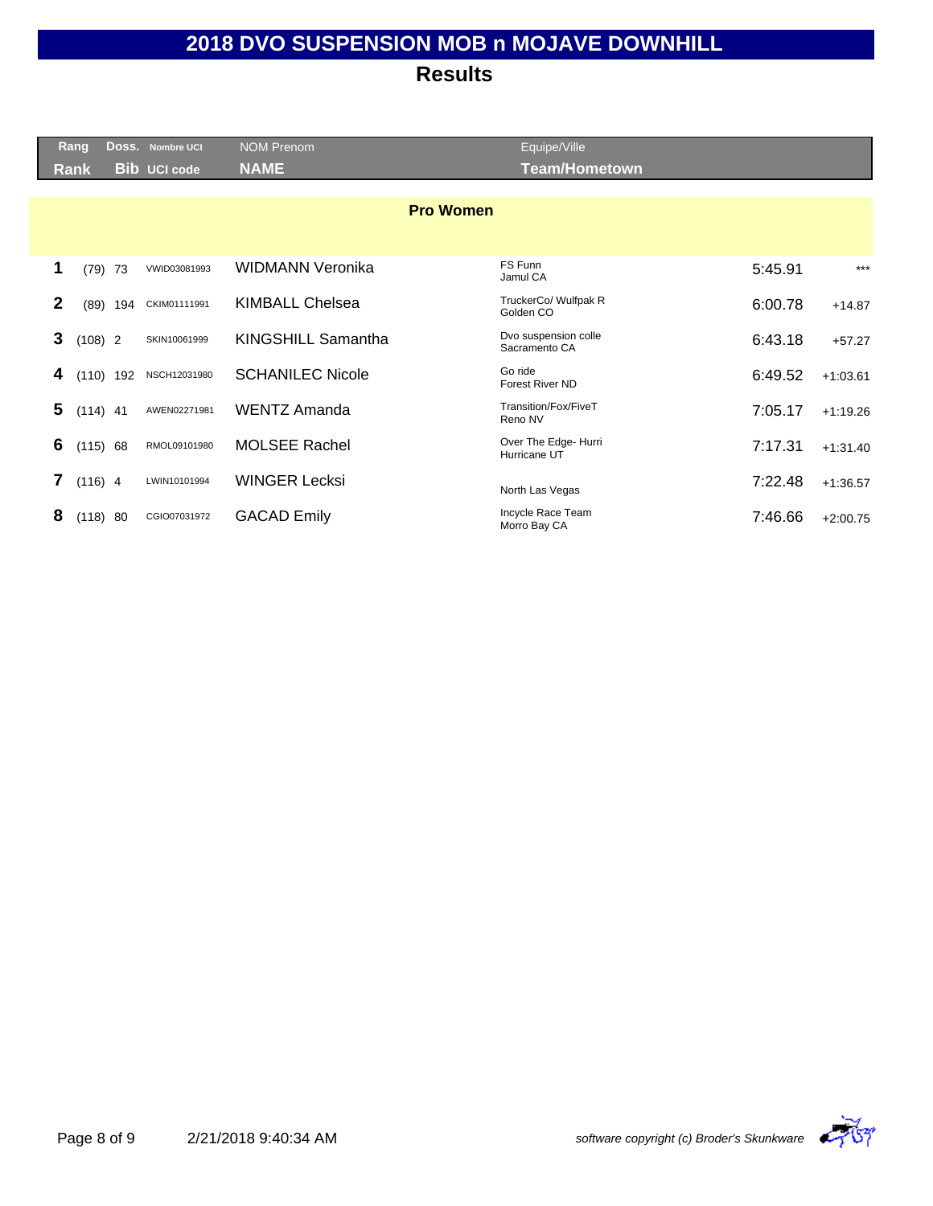# 2018 DVO SUSPENSION MOB n MOJAVE DOWNHILL

## Results

| Rang<br>Rank | | Doss.<br>Bib | Nombre UCI<br>UCI code | NOM Prenom<br>NAME | Equipe/Ville<br>Team/Hometown | | |
|---|---|---|---|---|---|---|---|
| **Pro Women** | | | | | | | |
| **1** | (79) | 73 | VWID03081993 | WIDMANN Veronika | FS Funn<br>Jamul CA | 5:45.91 | *** |
| **2** | (89) | 194 | CKIM01111991 | KIMBALL Chelsea | TruckerCo/ Wulfpak R<br>Golden CO | 6:00.78 | +14.87 |
| **3** | (108) | 2 | SKIN10061999 | KINGSHILL Samantha | Dvo suspension colle<br>Sacramento CA | 6:43.18 | +57.27 |
| **4** | (110) | 192 | NSCH12031980 | SCHANILEC Nicole | Go ride<br>Forest River ND | 6:49.52 | +1:03.61 |
| **5** | (114) | 41 | AWEN02271981 | WENTZ Amanda | Transition/Fox/FiveT<br>Reno NV | 7:05.17 | +1:19.26 |
| **6** | (115) | 68 | RMOL09101980 | MOLSEE Rachel | Over The Edge- Hurri<br>Hurricane UT | 7:17.31 | +1:31.40 |
| **7** | (116) | 4 | LWIN10101994 | WINGER Lecksi | North Las Vegas | 7:22.48 | +1:36.57 |
| **8** | (118) | 80 | CGIO07031972 | GACAD Emily | Incycle Race Team<br>Morro Bay CA | 7:46.66 | +2:00.75 |

2/21/2018 9:40:34 AM

*software copyright (c) Broder's Skunkware*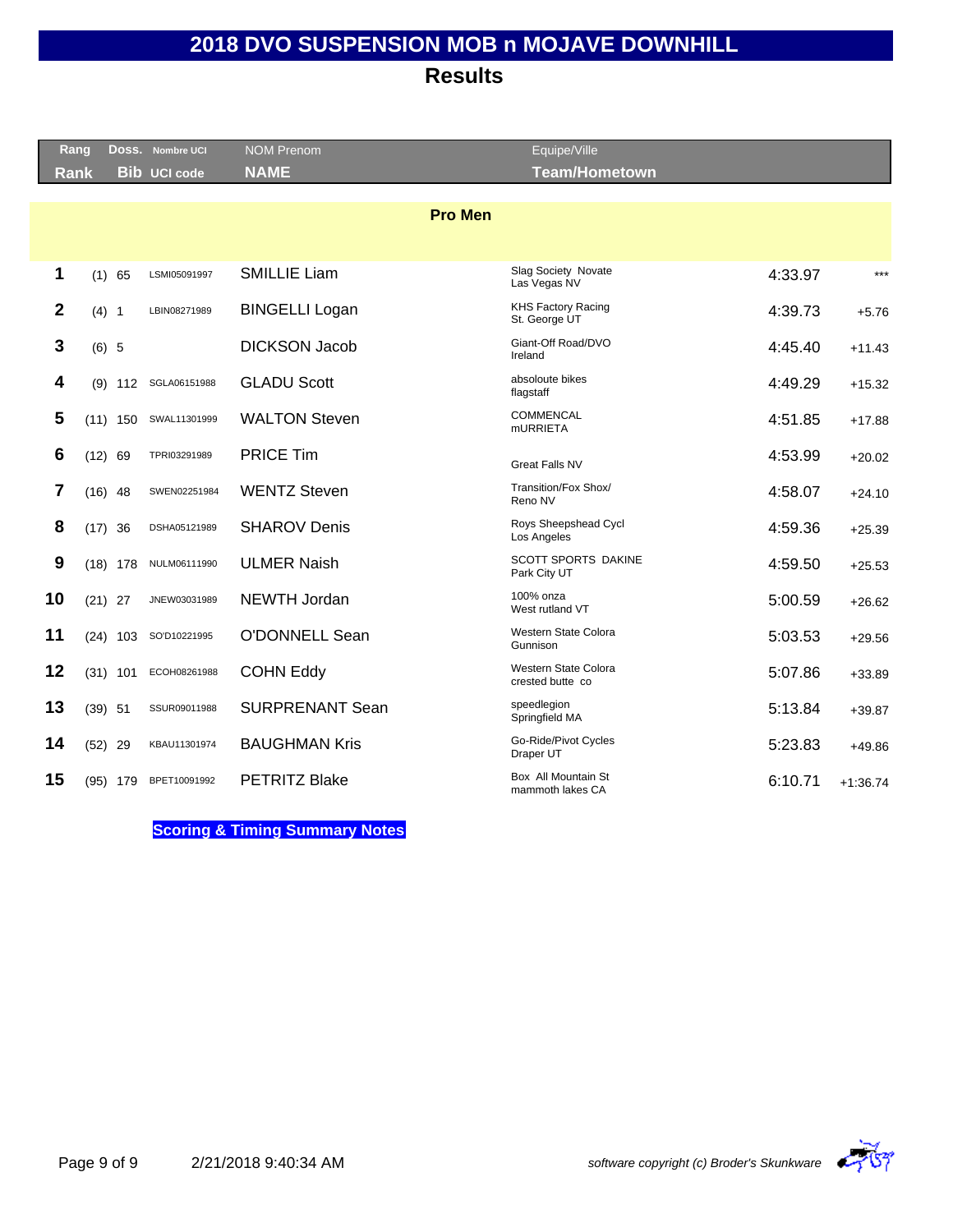# 2018 DVO SUSPENSION MOB n MOJAVE DOWNHILL

## Results

| Rang / Rank | | Doss. / Bib | Nombre UCI / UCI code | NOM Prenom / NAME | Equipe/Ville / Team/Hometown | | |
|---|---|---|---|---|---|---|---|
| | | | | **Pro Men** | | | |
| 1 | (1) | 65 | LSMI05091997 | SMILLIE Liam | Slag Society Novate<br>Las Vegas NV | 4:33.97 | *** |
| 2 | (4) | 1 | LBIN08271989 | BINGELLI Logan | KHS Factory Racing<br>St. George UT | 4:39.73 | +5.76 |
| 3 | (6) | 5 | | DICKSON Jacob | Giant-Off Road/DVO<br>Ireland | 4:45.40 | +11.43 |
| 4 | (9) | 112 | SGLA06151988 | GLADU Scott | absoloute bikes<br>flagstaff | 4:49.29 | +15.32 |
| 5 | (11) | 150 | SWAL11301999 | WALTON Steven | COMMENCAL<br>mURRIETA | 4:51.85 | +17.88 |
| 6 | (12) | 69 | TPRI03291989 | PRICE Tim | Great Falls NV | 4:53.99 | +20.02 |
| 7 | (16) | 48 | SWEN02251984 | WENTZ Steven | Transition/Fox Shox/<br>Reno NV | 4:58.07 | +24.10 |
| 8 | (17) | 36 | DSHA05121989 | SHAROV Denis | Roys Sheepshead Cycl<br>Los Angeles | 4:59.36 | +25.39 |
| 9 | (18) | 178 | NULM06111990 | ULMER Naish | SCOTT SPORTS DAKINE<br>Park City UT | 4:59.50 | +25.53 |
| 10 | (21) | 27 | JNEW03031989 | NEWTH Jordan | 100% onza<br>West rutland VT | 5:00.59 | +26.62 |
| 11 | (24) | 103 | SO'D10221995 | O'DONNELL Sean | Western State Colora<br>Gunnison | 5:03.53 | +29.56 |
| 12 | (31) | 101 | ECOH08261988 | COHN Eddy | Western State Colora<br>crested butte co | 5:07.86 | +33.89 |
| 13 | (39) | 51 | SSUR09011988 | SURPRENANT Sean | speedlegion<br>Springfield MA | 5:13.84 | +39.87 |
| 14 | (52) | 29 | KBAU11301974 | BAUGHMAN Kris | Go-Ride/Pivot Cycles<br>Draper UT | 5:23.83 | +49.86 |
| 15 | (95) | 179 | BPET10091992 | PETRITZ Blake | Box All Mountain St<br>mammoth lakes CA | 6:10.71 | +1:36.74 |

**Scoring & Timing Summary Notes**

2/21/2018 9:40:34 AM

*software copyright (c) Broder's Skunkware*